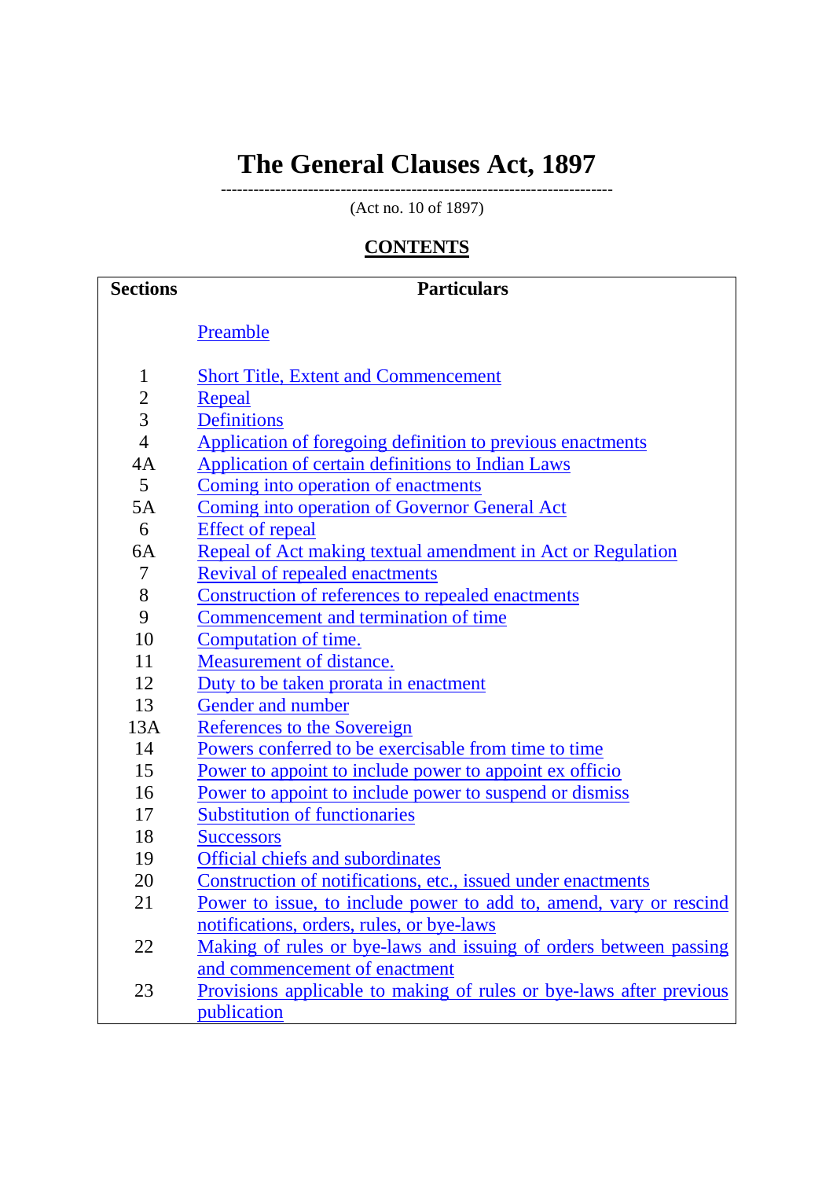# The General Clauses Act, 1897

---

(Act no. 10 of 1897)

## CONTENTS

| Sections | Particulars |
| --- | --- |
| | Preamble |
| 1 | Short Title, Extent and Commencement |
| 2 | Repeal |
| 3 | Definitions |
| 4 | Application of foregoing definition to previous enactments |
| 4A | Application of certain definitions to Indian Laws |
| 5 | Coming into operation of enactments |
| 5A | Coming into operation of Governor General Act |
| 6 | Effect of repeal |
| 6A | Repeal of Act making textual amendment in Act or Regulation |
| 7 | Revival of repealed enactments |
| 8 | Construction of references to repealed enactments |
| 9 | Commencement and termination of time |
| 10 | Computation of time. |
| 11 | Measurement of distance. |
| 12 | Duty to be taken prorata in enactment |
| 13 | Gender and number |
| 13A | References to the Sovereign |
| 14 | Powers conferred to be exercisable from time to time |
| 15 | Power to appoint to include power to appoint ex officio |
| 16 | Power to appoint to include power to suspend or dismiss |
| 17 | Substitution of functionaries |
| 18 | Successors |
| 19 | Official chiefs and subordinates |
| 20 | Construction of notifications, etc., issued under enactments |
| 21 | Power to issue, to include power to add to, amend, vary or rescind notifications, orders, rules, or bye-laws |
| 22 | Making of rules or bye-laws and issuing of orders between passing and commencement of enactment |
| 23 | Provisions applicable to making of rules or bye-laws after previous publication |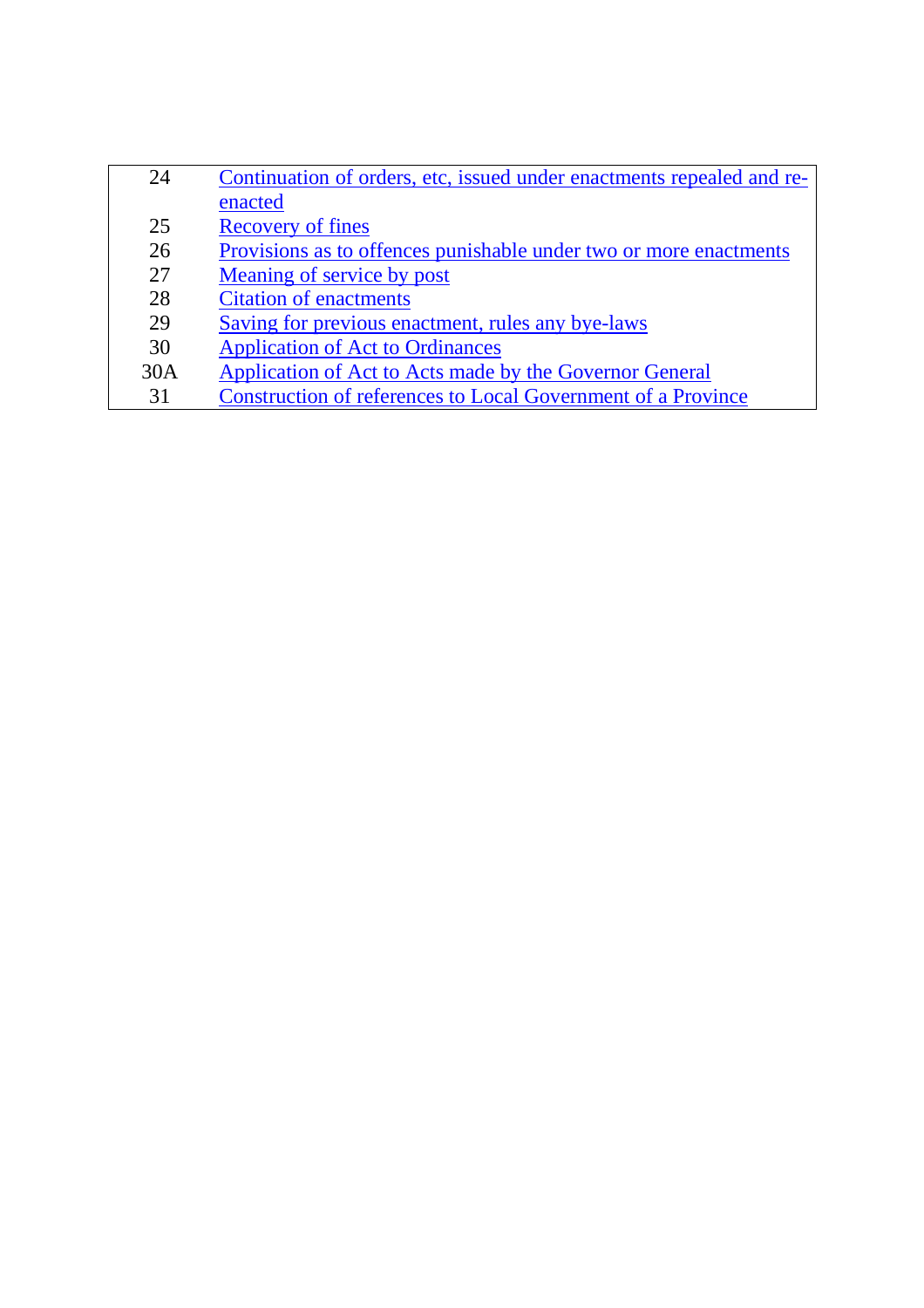| | |
|---|---|
| 24 | Continuation of orders, etc, issued under enactments repealed and re-enacted |
| 25 | Recovery of fines |
| 26 | Provisions as to offences punishable under two or more enactments |
| 27 | Meaning of service by post |
| 28 | Citation of enactments |
| 29 | Saving for previous enactment, rules any bye-laws |
| 30 | Application of Act to Ordinances |
| 30A | Application of Act to Acts made by the Governor General |
| 31 | Construction of references to Local Government of a Province |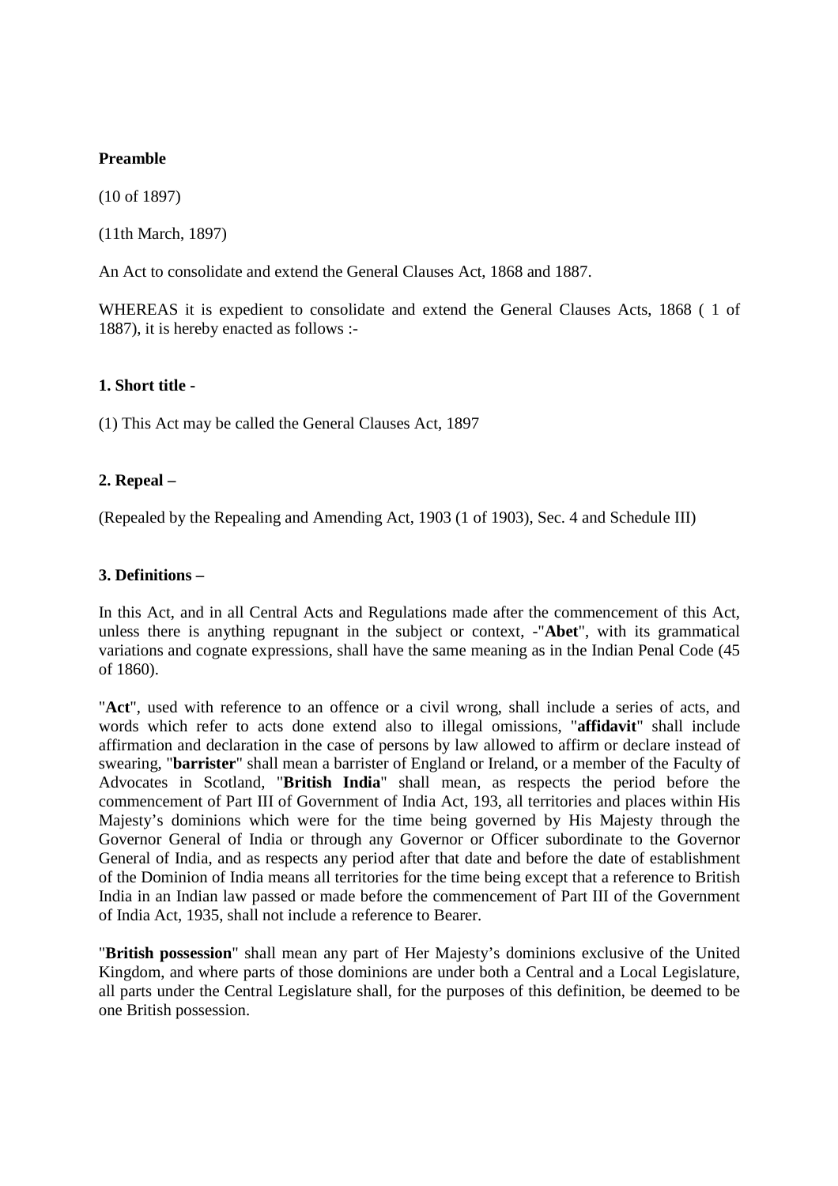**Preamble**

(10 of 1897)

(11th March, 1897)

An Act to consolidate and extend the General Clauses Act, 1868 and 1887.

WHEREAS it is expedient to consolidate and extend the General Clauses Acts, 1868 ( 1 of 1887), it is hereby enacted as follows :-

**1. Short title -**

(1) This Act may be called the General Clauses Act, 1897

**2. Repeal –**

(Repealed by the Repealing and Amending Act, 1903 (1 of 1903), Sec. 4 and Schedule III)

**3. Definitions –**

In this Act, and in all Central Acts and Regulations made after the commencement of this Act, unless there is anything repugnant in the subject or context, -"**Abet**", with its grammatical variations and cognate expressions, shall have the same meaning as in the Indian Penal Code (45 of 1860).

"**Act**", used with reference to an offence or a civil wrong, shall include a series of acts, and words which refer to acts done extend also to illegal omissions, "**affidavit**" shall include affirmation and declaration in the case of persons by law allowed to affirm or declare instead of swearing, "**barrister**" shall mean a barrister of England or Ireland, or a member of the Faculty of Advocates in Scotland, "**British India**" shall mean, as respects the period before the commencement of Part III of Government of India Act, 193, all territories and places within His Majesty's dominions which were for the time being governed by His Majesty through the Governor General of India or through any Governor or Officer subordinate to the Governor General of India, and as respects any period after that date and before the date of establishment of the Dominion of India means all territories for the time being except that a reference to British India in an Indian law passed or made before the commencement of Part III of the Government of India Act, 1935, shall not include a reference to Bearer.

"**British possession**" shall mean any part of Her Majesty's dominions exclusive of the United Kingdom, and where parts of those dominions are under both a Central and a Local Legislature, all parts under the Central Legislature shall, for the purposes of this definition, be deemed to be one British possession.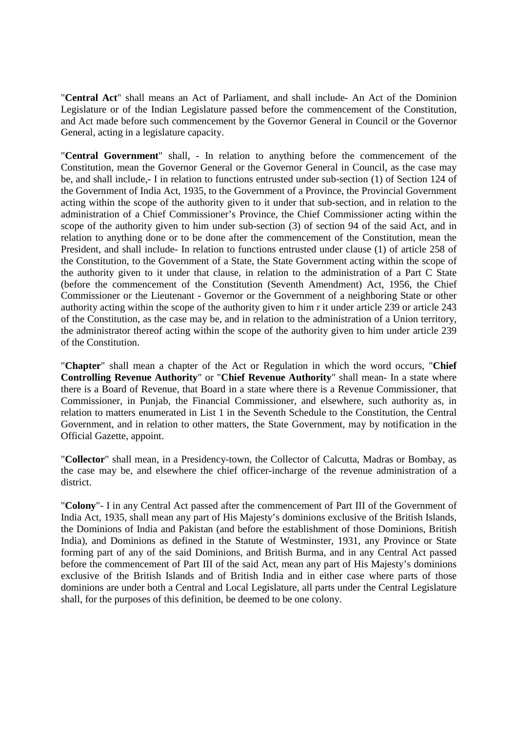"**Central Act**" shall means an Act of Parliament, and shall include- An Act of the Dominion Legislature or of the Indian Legislature passed before the commencement of the Constitution, and Act made before such commencement by the Governor General in Council or the Governor General, acting in a legislature capacity.

"**Central Government**" shall, - In relation to anything before the commencement of the Constitution, mean the Governor General or the Governor General in Council, as the case may be, and shall include,- I in relation to functions entrusted under sub-section (1) of Section 124 of the Government of India Act, 1935, to the Government of a Province, the Provincial Government acting within the scope of the authority given to it under that sub-section, and in relation to the administration of a Chief Commissioner's Province, the Chief Commissioner acting within the scope of the authority given to him under sub-section (3) of section 94 of the said Act, and in relation to anything done or to be done after the commencement of the Constitution, mean the President, and shall include- In relation to functions entrusted under clause (1) of article 258 of the Constitution, to the Government of a State, the State Government acting within the scope of the authority given to it under that clause, in relation to the administration of a Part C State (before the commencement of the Constitution (Seventh Amendment) Act, 1956, the Chief Commissioner or the Lieutenant - Governor or the Government of a neighboring State or other authority acting within the scope of the authority given to him r it under article 239 or article 243 of the Constitution, as the case may be, and in relation to the administration of a Union territory, the administrator thereof acting within the scope of the authority given to him under article 239 of the Constitution.

"**Chapter**" shall mean a chapter of the Act or Regulation in which the word occurs, "**Chief Controlling Revenue Authority**" or "**Chief Revenue Authority**" shall mean- In a state where there is a Board of Revenue, that Board in a state where there is a Revenue Commissioner, that Commissioner, in Punjab, the Financial Commissioner, and elsewhere, such authority as, in relation to matters enumerated in List 1 in the Seventh Schedule to the Constitution, the Central Government, and in relation to other matters, the State Government, may by notification in the Official Gazette, appoint.

"**Collector**" shall mean, in a Presidency-town, the Collector of Calcutta, Madras or Bombay, as the case may be, and elsewhere the chief officer-incharge of the revenue administration of a district.

"**Colony**"- I in any Central Act passed after the commencement of Part III of the Government of India Act, 1935, shall mean any part of His Majesty's dominions exclusive of the British Islands, the Dominions of India and Pakistan (and before the establishment of those Dominions, British India), and Dominions as defined in the Statute of Westminster, 1931, any Province or State forming part of any of the said Dominions, and British Burma, and in any Central Act passed before the commencement of Part III of the said Act, mean any part of His Majesty's dominions exclusive of the British Islands and of British India and in either case where parts of those dominions are under both a Central and Local Legislature, all parts under the Central Legislature shall, for the purposes of this definition, be deemed to be one colony.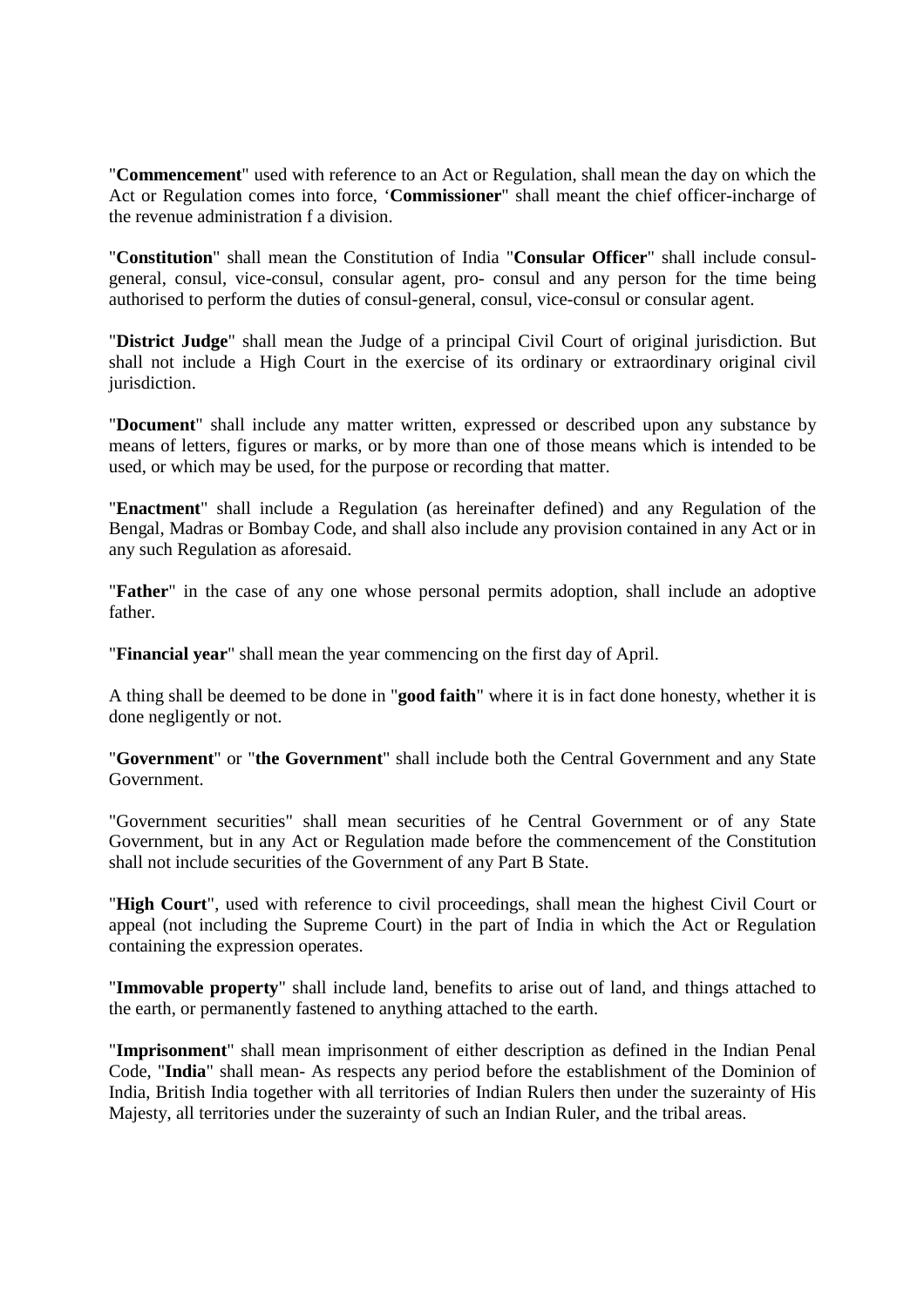"**Commencement**" used with reference to an Act or Regulation, shall mean the day on which the Act or Regulation comes into force, '**Commissioner**" shall meant the chief officer-incharge of the revenue administration f a division.

"**Constitution**" shall mean the Constitution of India "**Consular Officer**" shall include consul-general, consul, vice-consul, consular agent, pro- consul and any person for the time being authorised to perform the duties of consul-general, consul, vice-consul or consular agent.

"**District Judge**" shall mean the Judge of a principal Civil Court of original jurisdiction. But shall not include a High Court in the exercise of its ordinary or extraordinary original civil jurisdiction.

"**Document**" shall include any matter written, expressed or described upon any substance by means of letters, figures or marks, or by more than one of those means which is intended to be used, or which may be used, for the purpose or recording that matter.

"**Enactment**" shall include a Regulation (as hereinafter defined) and any Regulation of the Bengal, Madras or Bombay Code, and shall also include any provision contained in any Act or in any such Regulation as aforesaid.

"**Father**" in the case of any one whose personal permits adoption, shall include an adoptive father.

"**Financial year**" shall mean the year commencing on the first day of April.

A thing shall be deemed to be done in "**good faith**" where it is in fact done honesty, whether it is done negligently or not.

"**Government**" or "**the Government**" shall include both the Central Government and any State Government.

"Government securities" shall mean securities of he Central Government or of any State Government, but in any Act or Regulation made before the commencement of the Constitution shall not include securities of the Government of any Part B State.

"**High Court**", used with reference to civil proceedings, shall mean the highest Civil Court or appeal (not including the Supreme Court) in the part of India in which the Act or Regulation containing the expression operates.

"**Immovable property**" shall include land, benefits to arise out of land, and things attached to the earth, or permanently fastened to anything attached to the earth.

"**Imprisonment**" shall mean imprisonment of either description as defined in the Indian Penal Code, "**India**" shall mean- As respects any period before the establishment of the Dominion of India, British India together with all territories of Indian Rulers then under the suzerainty of His Majesty, all territories under the suzerainty of such an Indian Ruler, and the tribal areas.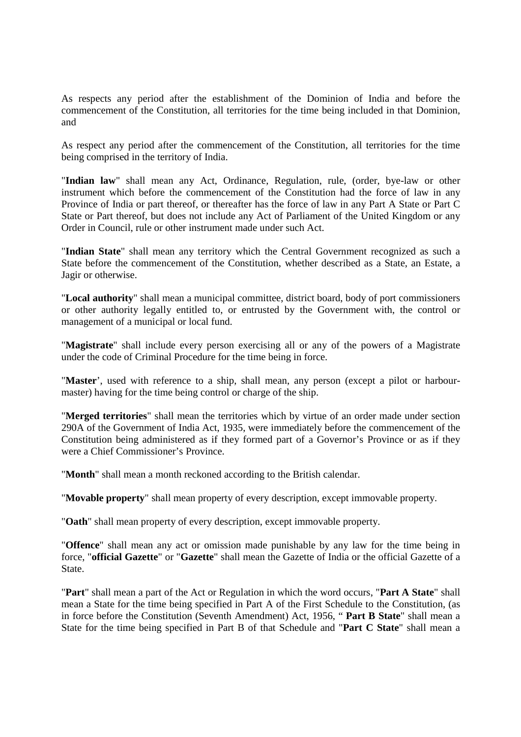As respects any period after the establishment of the Dominion of India and before the commencement of the Constitution, all territories for the time being included in that Dominion, and

As respect any period after the commencement of the Constitution, all territories for the time being comprised in the territory of India.

"**Indian law**" shall mean any Act, Ordinance, Regulation, rule, (order, bye-law or other instrument which before the commencement of the Constitution had the force of law in any Province of India or part thereof, or thereafter has the force of law in any Part A State or Part C State or Part thereof, but does not include any Act of Parliament of the United Kingdom or any Order in Council, rule or other instrument made under such Act.

"**Indian State**" shall mean any territory which the Central Government recognized as such a State before the commencement of the Constitution, whether described as a State, an Estate, a Jagir or otherwise.

"**Local authority**" shall mean a municipal committee, district board, body of port commissioners or other authority legally entitled to, or entrusted by the Government with, the control or management of a municipal or local fund.

"**Magistrate**" shall include every person exercising all or any of the powers of a Magistrate under the code of Criminal Procedure for the time being in force.

"**Master**', used with reference to a ship, shall mean, any person (except a pilot or harbour-master) having for the time being control or charge of the ship.

"**Merged territories**" shall mean the territories which by virtue of an order made under section 290A of the Government of India Act, 1935, were immediately before the commencement of the Constitution being administered as if they formed part of a Governor's Province or as if they were a Chief Commissioner's Province.

"**Month**" shall mean a month reckoned according to the British calendar.

"**Movable property**" shall mean property of every description, except immovable property.

"**Oath**" shall mean property of every description, except immovable property.

"**Offence**" shall mean any act or omission made punishable by any law for the time being in force, "**official Gazette**" or "**Gazette**" shall mean the Gazette of India or the official Gazette of a State.

"**Part**" shall mean a part of the Act or Regulation in which the word occurs, "**Part A State**" shall mean a State for the time being specified in Part A of the First Schedule to the Constitution, (as in force before the Constitution (Seventh Amendment) Act, 1956, " **Part B State**" shall mean a State for the time being specified in Part B of that Schedule and "**Part C State**" shall mean a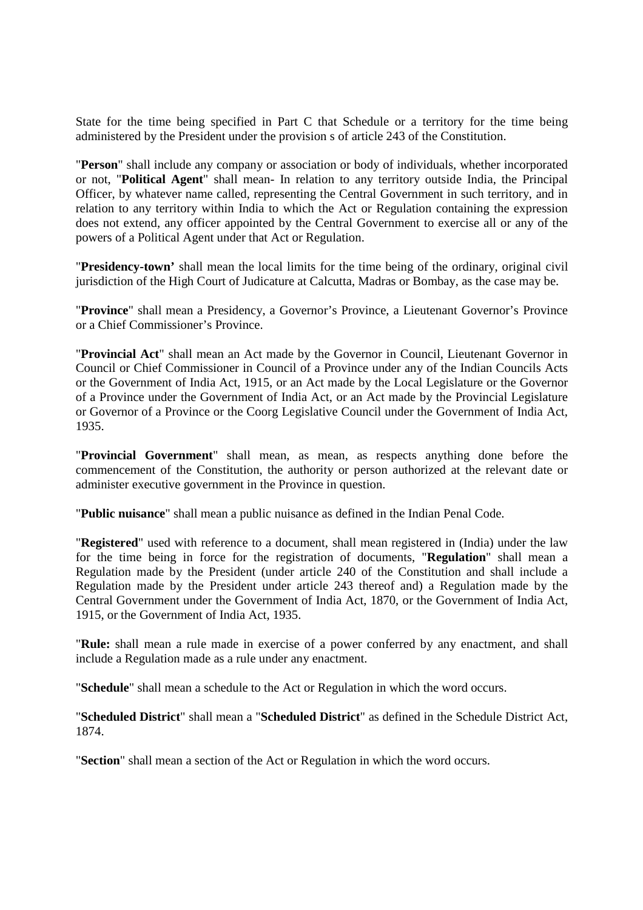State for the time being specified in Part C that Schedule or a territory for the time being administered by the President under the provision s of article 243 of the Constitution.

"**Person**" shall include any company or association or body of individuals, whether incorporated or not, "**Political Agent**" shall mean- In relation to any territory outside India, the Principal Officer, by whatever name called, representing the Central Government in such territory, and in relation to any territory within India to which the Act or Regulation containing the expression does not extend, any officer appointed by the Central Government to exercise all or any of the powers of a Political Agent under that Act or Regulation.

"**Presidency-town'** shall mean the local limits for the time being of the ordinary, original civil jurisdiction of the High Court of Judicature at Calcutta, Madras or Bombay, as the case may be.

"**Province**" shall mean a Presidency, a Governor's Province, a Lieutenant Governor's Province or a Chief Commissioner's Province.

"**Provincial Act**" shall mean an Act made by the Governor in Council, Lieutenant Governor in Council or Chief Commissioner in Council of a Province under any of the Indian Councils Acts or the Government of India Act, 1915, or an Act made by the Local Legislature or the Governor of a Province under the Government of India Act, or an Act made by the Provincial Legislature or Governor of a Province or the Coorg Legislative Council under the Government of India Act, 1935.

"**Provincial Government**" shall mean, as mean, as respects anything done before the commencement of the Constitution, the authority or person authorized at the relevant date or administer executive government in the Province in question.

"**Public nuisance**" shall mean a public nuisance as defined in the Indian Penal Code.

"**Registered**" used with reference to a document, shall mean registered in (India) under the law for the time being in force for the registration of documents, "**Regulation**" shall mean a Regulation made by the President (under article 240 of the Constitution and shall include a Regulation made by the President under article 243 thereof and) a Regulation made by the Central Government under the Government of India Act, 1870, or the Government of India Act, 1915, or the Government of India Act, 1935.

"**Rule:** shall mean a rule made in exercise of a power conferred by any enactment, and shall include a Regulation made as a rule under any enactment.

"**Schedule**" shall mean a schedule to the Act or Regulation in which the word occurs.

"**Scheduled District**" shall mean a "**Scheduled District**" as defined in the Schedule District Act, 1874.

"**Section**" shall mean a section of the Act or Regulation in which the word occurs.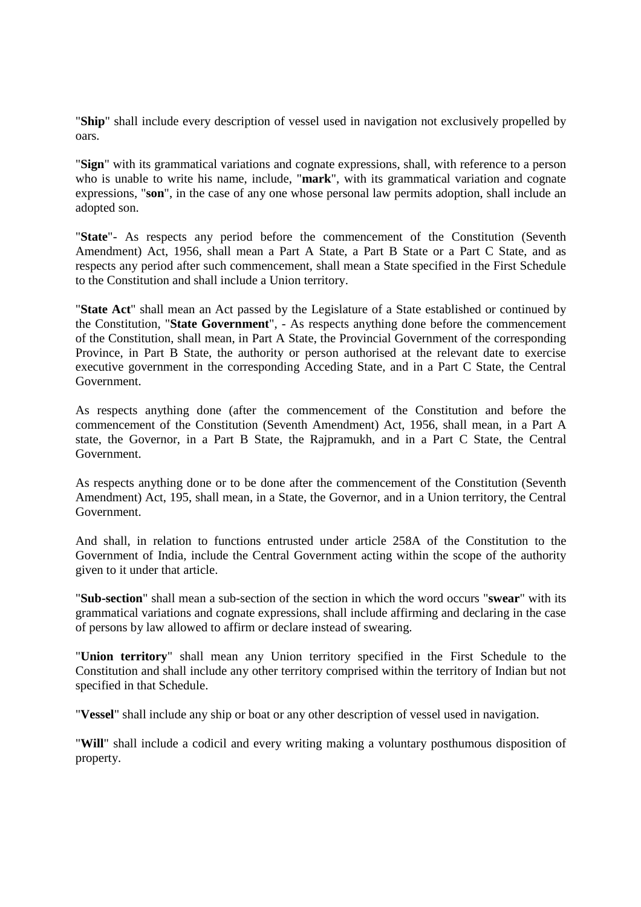"**Ship**" shall include every description of vessel used in navigation not exclusively propelled by oars.

"**Sign**" with its grammatical variations and cognate expressions, shall, with reference to a person who is unable to write his name, include, "**mark**", with its grammatical variation and cognate expressions, "**son**", in the case of any one whose personal law permits adoption, shall include an adopted son.

"**State**"- As respects any period before the commencement of the Constitution (Seventh Amendment) Act, 1956, shall mean a Part A State, a Part B State or a Part C State, and as respects any period after such commencement, shall mean a State specified in the First Schedule to the Constitution and shall include a Union territory.

"**State Act**" shall mean an Act passed by the Legislature of a State established or continued by the Constitution, "**State Government**", - As respects anything done before the commencement of the Constitution, shall mean, in Part A State, the Provincial Government of the corresponding Province, in Part B State, the authority or person authorised at the relevant date to exercise executive government in the corresponding Acceding State, and in a Part C State, the Central Government.

As respects anything done (after the commencement of the Constitution and before the commencement of the Constitution (Seventh Amendment) Act, 1956, shall mean, in a Part A state, the Governor, in a Part B State, the Rajpramukh, and in a Part C State, the Central Government.

As respects anything done or to be done after the commencement of the Constitution (Seventh Amendment) Act, 195, shall mean, in a State, the Governor, and in a Union territory, the Central Government.

And shall, in relation to functions entrusted under article 258A of the Constitution to the Government of India, include the Central Government acting within the scope of the authority given to it under that article.

"**Sub-section**" shall mean a sub-section of the section in which the word occurs "**swear**" with its grammatical variations and cognate expressions, shall include affirming and declaring in the case of persons by law allowed to affirm or declare instead of swearing.

"**Union territory**" shall mean any Union territory specified in the First Schedule to the Constitution and shall include any other territory comprised within the territory of Indian but not specified in that Schedule.

"**Vessel**" shall include any ship or boat or any other description of vessel used in navigation.

"**Will**" shall include a codicil and every writing making a voluntary posthumous disposition of property.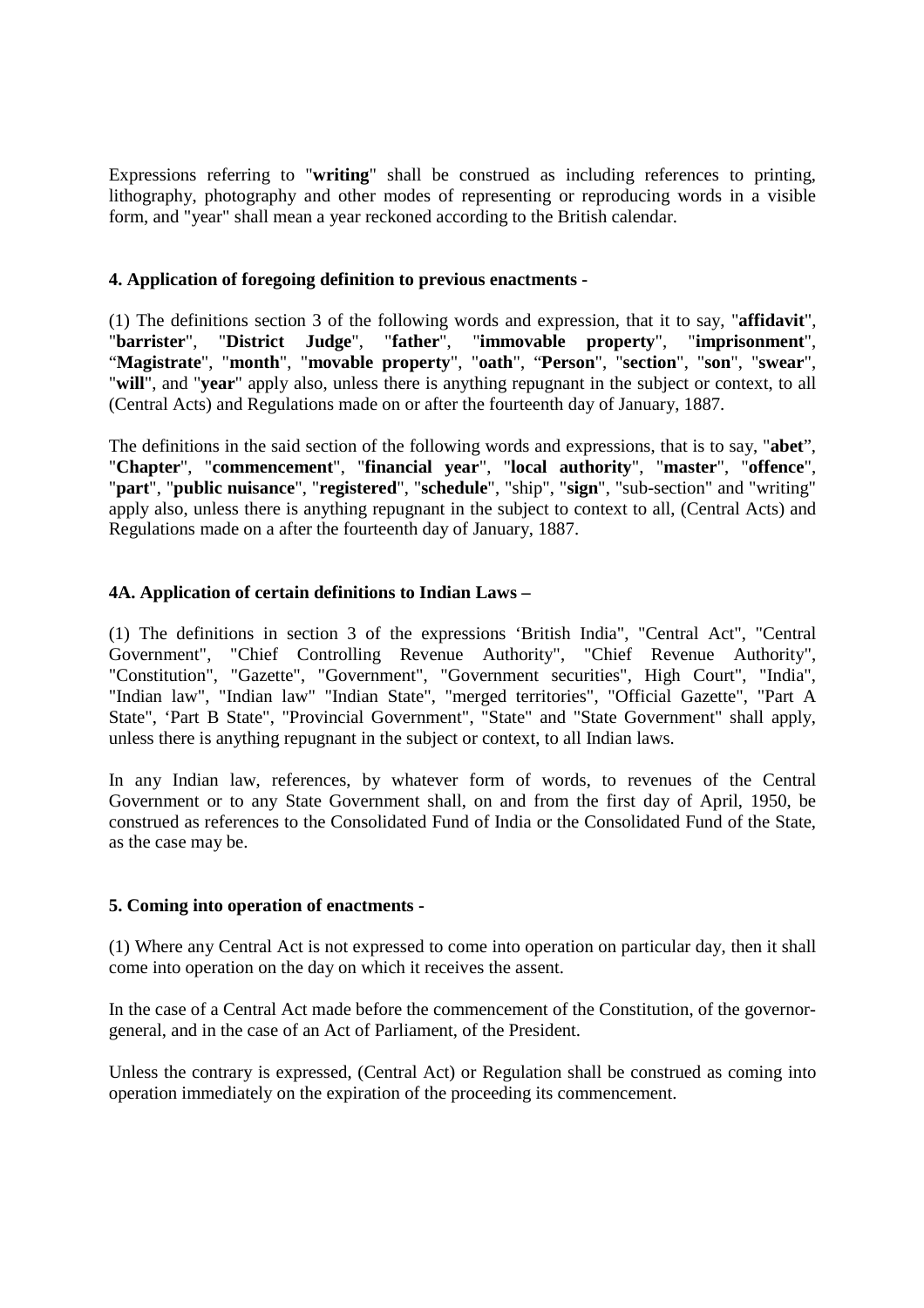Expressions referring to "**writing**" shall be construed as including references to printing, lithography, photography and other modes of representing or reproducing words in a visible form, and "year" shall mean a year reckoned according to the British calendar.

**4. Application of foregoing definition to previous enactments -**

(1) The definitions section 3 of the following words and expression, that it to say, "**affidavit**", "**barrister**", "**District Judge**", "**father**", "**immovable property**", "**imprisonment**", "**Magistrate**", "**month**", "**movable property**", "**oath**", "**Person**", "**section**", "**son**", "**swear**", "**will**", and "**year**" apply also, unless there is anything repugnant in the subject or context, to all (Central Acts) and Regulations made on or after the fourteenth day of January, 1887.

The definitions in the said section of the following words and expressions, that is to say, "**abet**", "**Chapter**", "**commencement**", "**financial year**", "**local authority**", "**master**", "**offence**", "**part**", "**public nuisance**", "**registered**", "**schedule**", "ship", "**sign**", "sub-section" and "writing" apply also, unless there is anything repugnant in the subject to context to all, (Central Acts) and Regulations made on a after the fourteenth day of January, 1887.

**4A. Application of certain definitions to Indian Laws –**

(1) The definitions in section 3 of the expressions 'British India", "Central Act", "Central Government", "Chief Controlling Revenue Authority", "Chief Revenue Authority", "Constitution", "Gazette", "Government", "Government securities", High Court", "India", "Indian law", "Indian law" "Indian State", "merged territories", "Official Gazette", "Part A State", 'Part B State", "Provincial Government", "State" and "State Government" shall apply, unless there is anything repugnant in the subject or context, to all Indian laws.

In any Indian law, references, by whatever form of words, to revenues of the Central Government or to any State Government shall, on and from the first day of April, 1950, be construed as references to the Consolidated Fund of India or the Consolidated Fund of the State, as the case may be.

**5. Coming into operation of enactments -**

(1) Where any Central Act is not expressed to come into operation on particular day, then it shall come into operation on the day on which it receives the assent.

In the case of a Central Act made before the commencement of the Constitution, of the governor-general, and in the case of an Act of Parliament, of the President.

Unless the contrary is expressed, (Central Act) or Regulation shall be construed as coming into operation immediately on the expiration of the proceeding its commencement.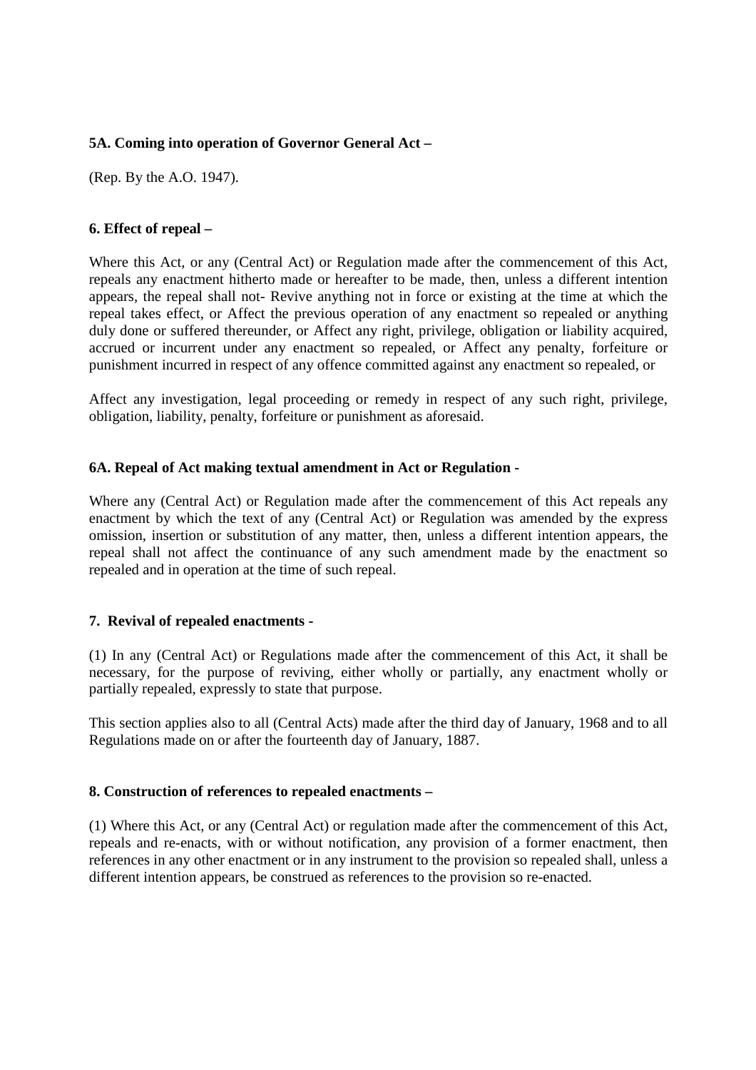**5A. Coming into operation of Governor General Act –**

(Rep. By the A.O. 1947).

**6. Effect of repeal –**

Where this Act, or any (Central Act) or Regulation made after the commencement of this Act, repeals any enactment hitherto made or hereafter to be made, then, unless a different intention appears, the repeal shall not- Revive anything not in force or existing at the time at which the repeal takes effect, or Affect the previous operation of any enactment so repealed or anything duly done or suffered thereunder, or Affect any right, privilege, obligation or liability acquired, accrued or incurrent under any enactment so repealed, or Affect any penalty, forfeiture or punishment incurred in respect of any offence committed against any enactment so repealed, or

Affect any investigation, legal proceeding or remedy in respect of any such right, privilege, obligation, liability, penalty, forfeiture or punishment as aforesaid.

**6A. Repeal of Act making textual amendment in Act or Regulation -**

Where any (Central Act) or Regulation made after the commencement of this Act repeals any enactment by which the text of any (Central Act) or Regulation was amended by the express omission, insertion or substitution of any matter, then, unless a different intention appears, the repeal shall not affect the continuance of any such amendment made by the enactment so repealed and in operation at the time of such repeal.

**7. Revival of repealed enactments -**

(1) In any (Central Act) or Regulations made after the commencement of this Act, it shall be necessary, for the purpose of reviving, either wholly or partially, any enactment wholly or partially repealed, expressly to state that purpose.

This section applies also to all (Central Acts) made after the third day of January, 1968 and to all Regulations made on or after the fourteenth day of January, 1887.

**8. Construction of references to repealed enactments –**

(1) Where this Act, or any (Central Act) or regulation made after the commencement of this Act, repeals and re-enacts, with or without notification, any provision of a former enactment, then references in any other enactment or in any instrument to the provision so repealed shall, unless a different intention appears, be construed as references to the provision so re-enacted.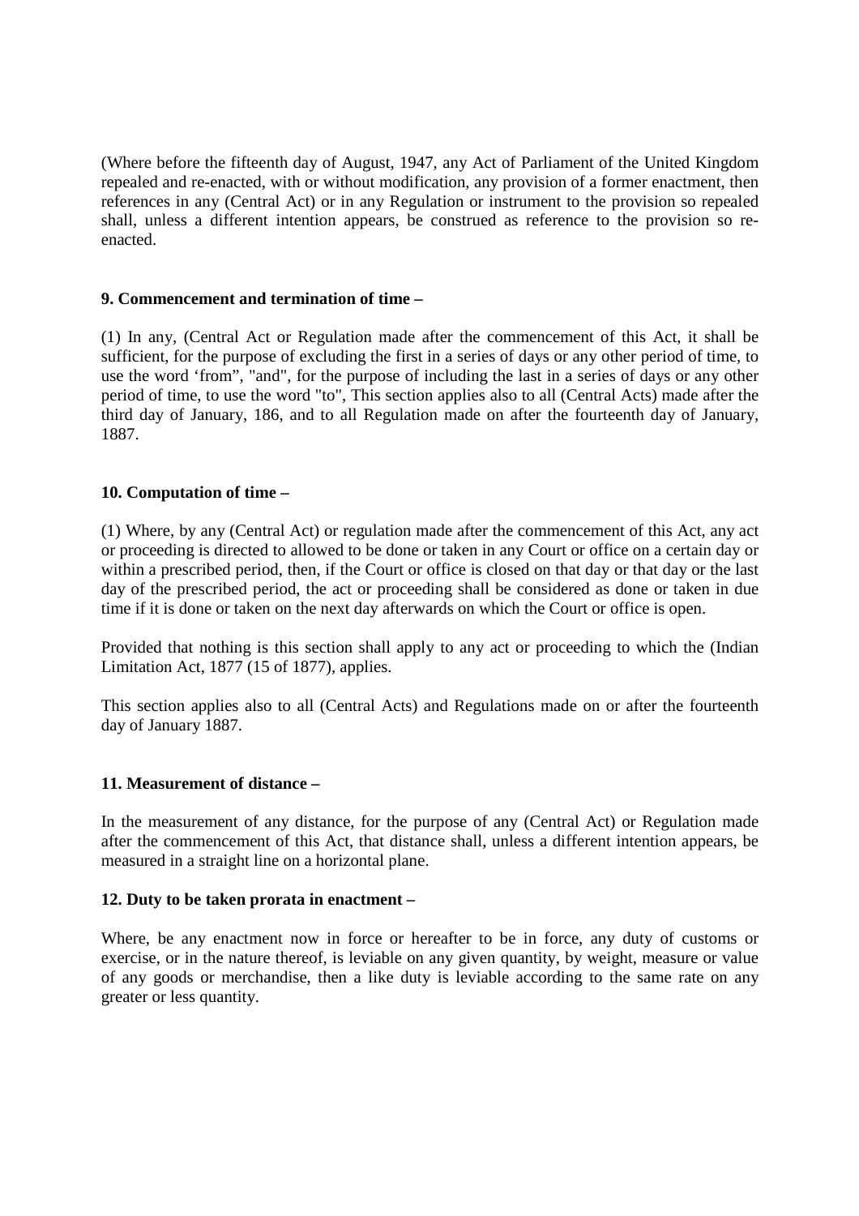(Where before the fifteenth day of August, 1947, any Act of Parliament of the United Kingdom repealed and re-enacted, with or without modification, any provision of a former enactment, then references in any (Central Act) or in any Regulation or instrument to the provision so repealed shall, unless a different intention appears, be construed as reference to the provision so re-enacted.

**9. Commencement and termination of time –**

(1) In any, (Central Act or Regulation made after the commencement of this Act, it shall be sufficient, for the purpose of excluding the first in a series of days or any other period of time, to use the word 'from", "and", for the purpose of including the last in a series of days or any other period of time, to use the word "to", This section applies also to all (Central Acts) made after the third day of January, 186, and to all Regulation made on after the fourteenth day of January, 1887.

**10. Computation of time –**

(1) Where, by any (Central Act) or regulation made after the commencement of this Act, any act or proceeding is directed to allowed to be done or taken in any Court or office on a certain day or within a prescribed period, then, if the Court or office is closed on that day or that day or the last day of the prescribed period, the act or proceeding shall be considered as done or taken in due time if it is done or taken on the next day afterwards on which the Court or office is open.

Provided that nothing is this section shall apply to any act or proceeding to which the (Indian Limitation Act, 1877 (15 of 1877), applies.

This section applies also to all (Central Acts) and Regulations made on or after the fourteenth day of January 1887.

**11. Measurement of distance –**

In the measurement of any distance, for the purpose of any (Central Act) or Regulation made after the commencement of this Act, that distance shall, unless a different intention appears, be measured in a straight line on a horizontal plane.

**12. Duty to be taken prorata in enactment –**

Where, be any enactment now in force or hereafter to be in force, any duty of customs or exercise, or in the nature thereof, is leviable on any given quantity, by weight, measure or value of any goods or merchandise, then a like duty is leviable according to the same rate on any greater or less quantity.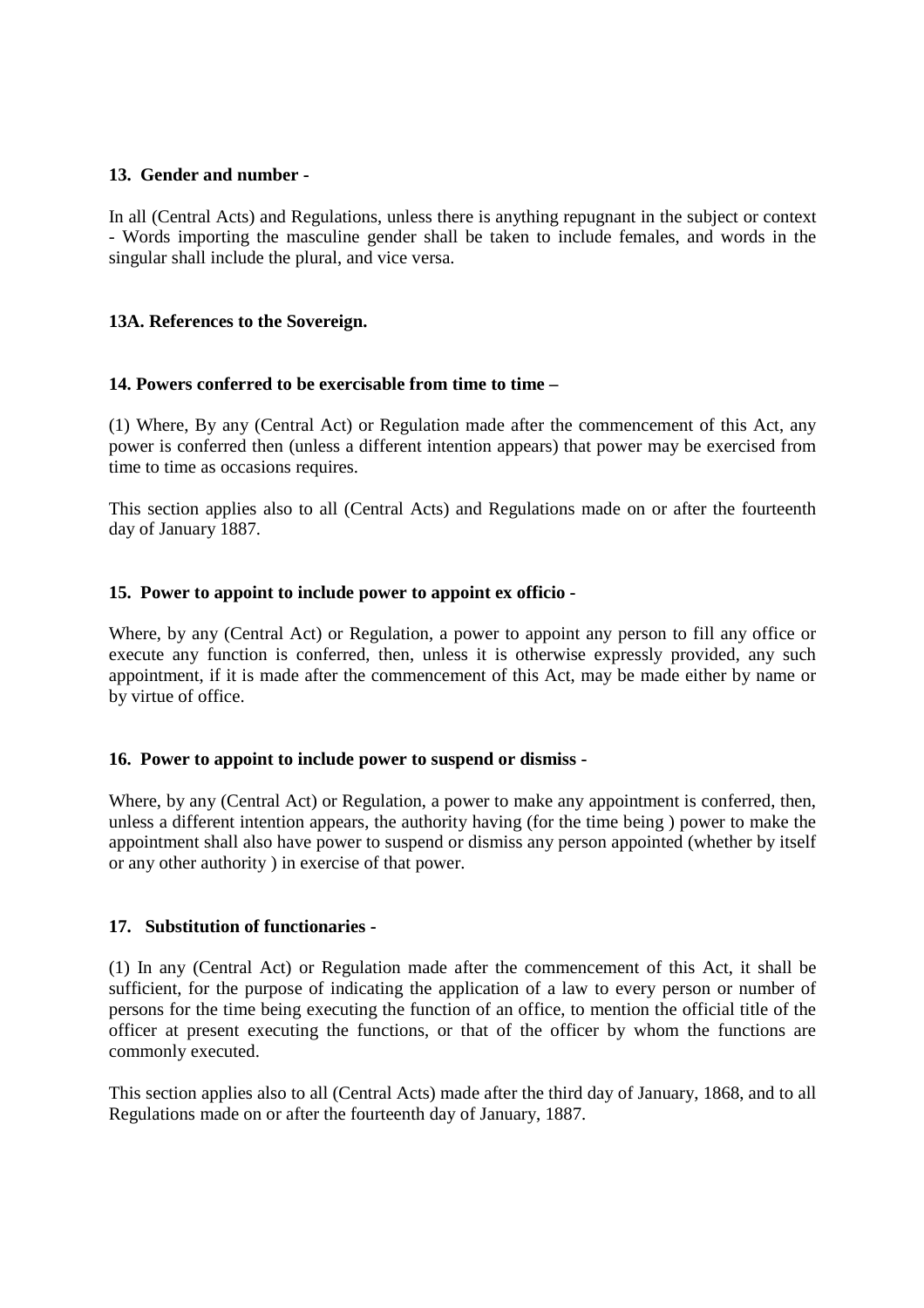**13. Gender and number -**

In all (Central Acts) and Regulations, unless there is anything repugnant in the subject or context - Words importing the masculine gender shall be taken to include females, and words in the singular shall include the plural, and vice versa.

**13A. References to the Sovereign.**

**14. Powers conferred to be exercisable from time to time –**

(1) Where, By any (Central Act) or Regulation made after the commencement of this Act, any power is conferred then (unless a different intention appears) that power may be exercised from time to time as occasions requires.

This section applies also to all (Central Acts) and Regulations made on or after the fourteenth day of January 1887.

**15. Power to appoint to include power to appoint ex officio -**

Where, by any (Central Act) or Regulation, a power to appoint any person to fill any office or execute any function is conferred, then, unless it is otherwise expressly provided, any such appointment, if it is made after the commencement of this Act, may be made either by name or by virtue of office.

**16. Power to appoint to include power to suspend or dismiss -**

Where, by any (Central Act) or Regulation, a power to make any appointment is conferred, then, unless a different intention appears, the authority having (for the time being ) power to make the appointment shall also have power to suspend or dismiss any person appointed (whether by itself or any other authority ) in exercise of that power.

**17. Substitution of functionaries -**

(1) In any (Central Act) or Regulation made after the commencement of this Act, it shall be sufficient, for the purpose of indicating the application of a law to every person or number of persons for the time being executing the function of an office, to mention the official title of the officer at present executing the functions, or that of the officer by whom the functions are commonly executed.

This section applies also to all (Central Acts) made after the third day of January, 1868, and to all Regulations made on or after the fourteenth day of January, 1887.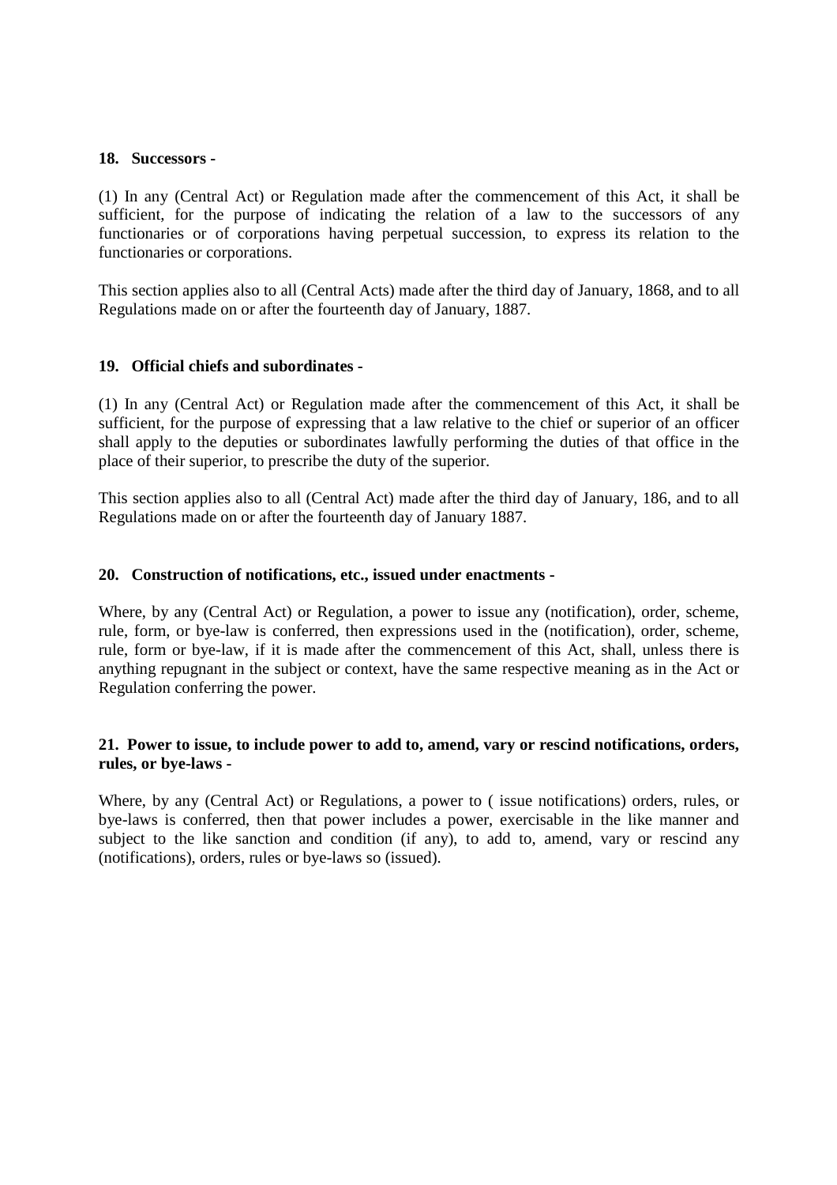**18. Successors -**

(1) In any (Central Act) or Regulation made after the commencement of this Act, it shall be sufficient, for the purpose of indicating the relation of a law to the successors of any functionaries or of corporations having perpetual succession, to express its relation to the functionaries or corporations.

This section applies also to all (Central Acts) made after the third day of January, 1868, and to all Regulations made on or after the fourteenth day of January, 1887.

**19. Official chiefs and subordinates -**

(1) In any (Central Act) or Regulation made after the commencement of this Act, it shall be sufficient, for the purpose of expressing that a law relative to the chief or superior of an officer shall apply to the deputies or subordinates lawfully performing the duties of that office in the place of their superior, to prescribe the duty of the superior.

This section applies also to all (Central Act) made after the third day of January, 186, and to all Regulations made on or after the fourteenth day of January 1887.

**20. Construction of notifications, etc., issued under enactments -**

Where, by any (Central Act) or Regulation, a power to issue any (notification), order, scheme, rule, form, or bye-law is conferred, then expressions used in the (notification), order, scheme, rule, form or bye-law, if it is made after the commencement of this Act, shall, unless there is anything repugnant in the subject or context, have the same respective meaning as in the Act or Regulation conferring the power.

**21. Power to issue, to include power to add to, amend, vary or rescind notifications, orders, rules, or bye-laws -**

Where, by any (Central Act) or Regulations, a power to ( issue notifications) orders, rules, or bye-laws is conferred, then that power includes a power, exercisable in the like manner and subject to the like sanction and condition (if any), to add to, amend, vary or rescind any (notifications), orders, rules or bye-laws so (issued).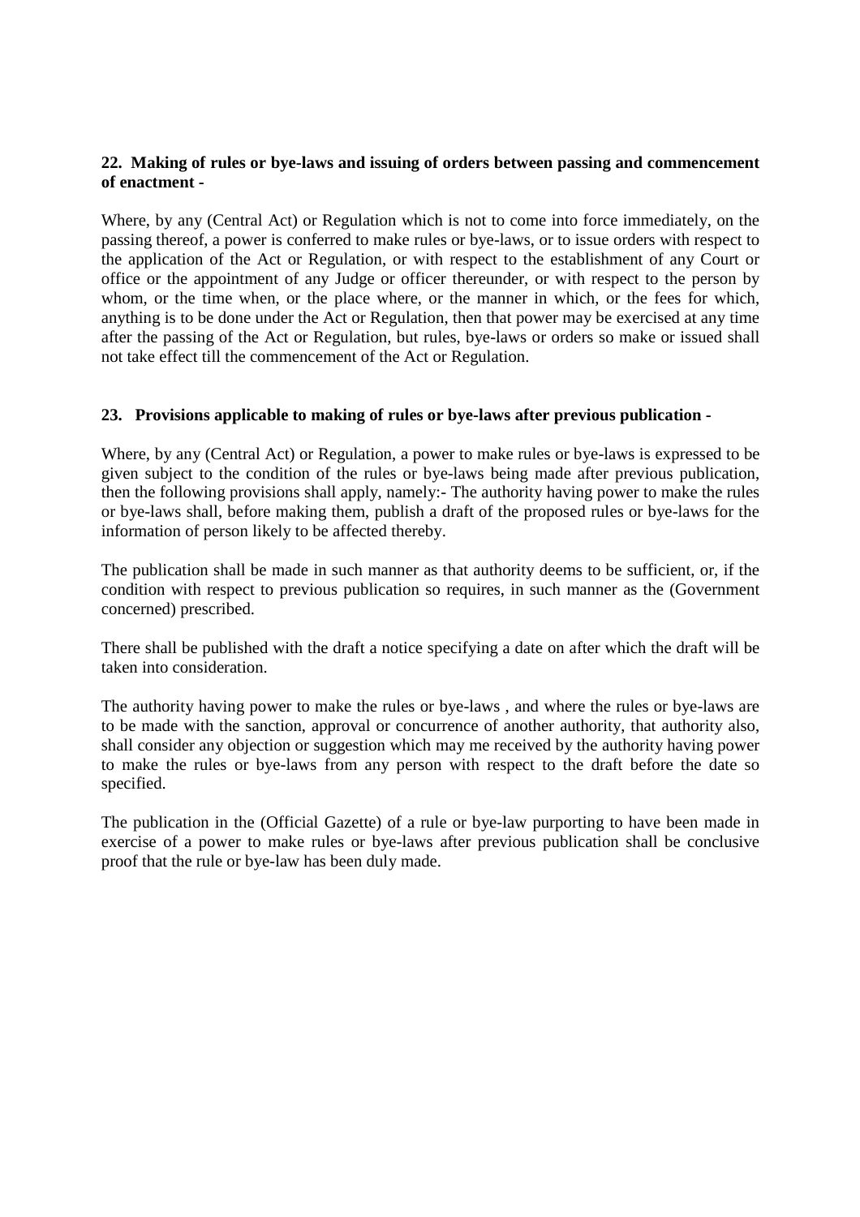**22. Making of rules or bye-laws and issuing of orders between passing and commencement of enactment -**

Where, by any (Central Act) or Regulation which is not to come into force immediately, on the passing thereof, a power is conferred to make rules or bye-laws, or to issue orders with respect to the application of the Act or Regulation, or with respect to the establishment of any Court or office or the appointment of any Judge or officer thereunder, or with respect to the person by whom, or the time when, or the place where, or the manner in which, or the fees for which, anything is to be done under the Act or Regulation, then that power may be exercised at any time after the passing of the Act or Regulation, but rules, bye-laws or orders so make or issued shall not take effect till the commencement of the Act or Regulation.

**23. Provisions applicable to making of rules or bye-laws after previous publication -**

Where, by any (Central Act) or Regulation, a power to make rules or bye-laws is expressed to be given subject to the condition of the rules or bye-laws being made after previous publication, then the following provisions shall apply, namely:- The authority having power to make the rules or bye-laws shall, before making them, publish a draft of the proposed rules or bye-laws for the information of person likely to be affected thereby.

The publication shall be made in such manner as that authority deems to be sufficient, or, if the condition with respect to previous publication so requires, in such manner as the (Government concerned) prescribed.

There shall be published with the draft a notice specifying a date on after which the draft will be taken into consideration.

The authority having power to make the rules or bye-laws , and where the rules or bye-laws are to be made with the sanction, approval or concurrence of another authority, that authority also, shall consider any objection or suggestion which may me received by the authority having power to make the rules or bye-laws from any person with respect to the draft before the date so specified.

The publication in the (Official Gazette) of a rule or bye-law purporting to have been made in exercise of a power to make rules or bye-laws after previous publication shall be conclusive proof that the rule or bye-law has been duly made.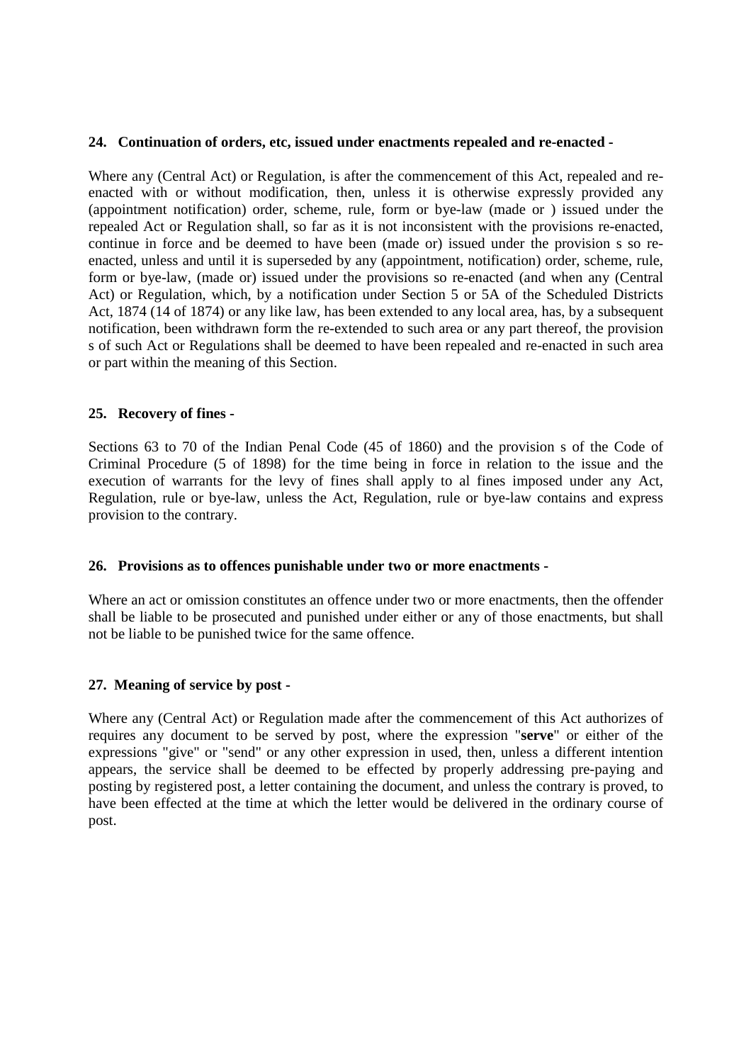**24. Continuation of orders, etc, issued under enactments repealed and re-enacted -**

Where any (Central Act) or Regulation, is after the commencement of this Act, repealed and re-enacted with or without modification, then, unless it is otherwise expressly provided any (appointment notification) order, scheme, rule, form or bye-law (made or ) issued under the repealed Act or Regulation shall, so far as it is not inconsistent with the provisions re-enacted, continue in force and be deemed to have been (made or) issued under the provision s so re-enacted, unless and until it is superseded by any (appointment, notification) order, scheme, rule, form or bye-law, (made or) issued under the provisions so re-enacted (and when any (Central Act) or Regulation, which, by a notification under Section 5 or 5A of the Scheduled Districts Act, 1874 (14 of 1874) or any like law, has been extended to any local area, has, by a subsequent notification, been withdrawn form the re-extended to such area or any part thereof, the provision s of such Act or Regulations shall be deemed to have been repealed and re-enacted in such area or part within the meaning of this Section.

**25. Recovery of fines -**

Sections 63 to 70 of the Indian Penal Code (45 of 1860) and the provision s of the Code of Criminal Procedure (5 of 1898) for the time being in force in relation to the issue and the execution of warrants for the levy of fines shall apply to al fines imposed under any Act, Regulation, rule or bye-law, unless the Act, Regulation, rule or bye-law contains and express provision to the contrary.

**26. Provisions as to offences punishable under two or more enactments -**

Where an act or omission constitutes an offence under two or more enactments, then the offender shall be liable to be prosecuted and punished under either or any of those enactments, but shall not be liable to be punished twice for the same offence.

**27. Meaning of service by post -**

Where any (Central Act) or Regulation made after the commencement of this Act authorizes of requires any document to be served by post, where the expression "**serve**" or either of the expressions "give" or "send" or any other expression in used, then, unless a different intention appears, the service shall be deemed to be effected by properly addressing pre-paying and posting by registered post, a letter containing the document, and unless the contrary is proved, to have been effected at the time at which the letter would be delivered in the ordinary course of post.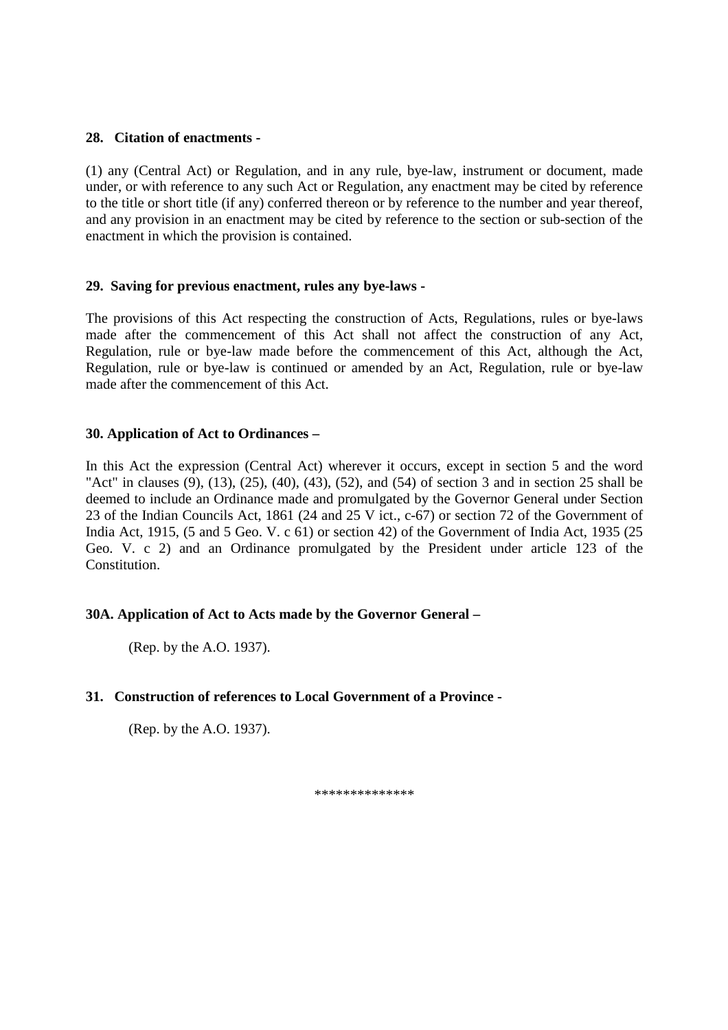**28. Citation of enactments -**

(1) any (Central Act) or Regulation, and in any rule, bye-law, instrument or document, made under, or with reference to any such Act or Regulation, any enactment may be cited by reference to the title or short title (if any) conferred thereon or by reference to the number and year thereof, and any provision in an enactment may be cited by reference to the section or sub-section of the enactment in which the provision is contained.

**29. Saving for previous enactment, rules any bye-laws -**

The provisions of this Act respecting the construction of Acts, Regulations, rules or bye-laws made after the commencement of this Act shall not affect the construction of any Act, Regulation, rule or bye-law made before the commencement of this Act, although the Act, Regulation, rule or bye-law is continued or amended by an Act, Regulation, rule or bye-law made after the commencement of this Act.

**30. Application of Act to Ordinances –**

In this Act the expression (Central Act) wherever it occurs, except in section 5 and the word "Act" in clauses (9), (13), (25), (40), (43), (52), and (54) of section 3 and in section 25 shall be deemed to include an Ordinance made and promulgated by the Governor General under Section 23 of the Indian Councils Act, 1861 (24 and 25 V ict., c-67) or section 72 of the Government of India Act, 1915, (5 and 5 Geo. V. c 61) or section 42) of the Government of India Act, 1935 (25 Geo. V. c 2) and an Ordinance promulgated by the President under article 123 of the Constitution.

**30A. Application of Act to Acts made by the Governor General –**

(Rep. by the A.O. 1937).

**31. Construction of references to Local Government of a Province -**

(Rep. by the A.O. 1937).

**************